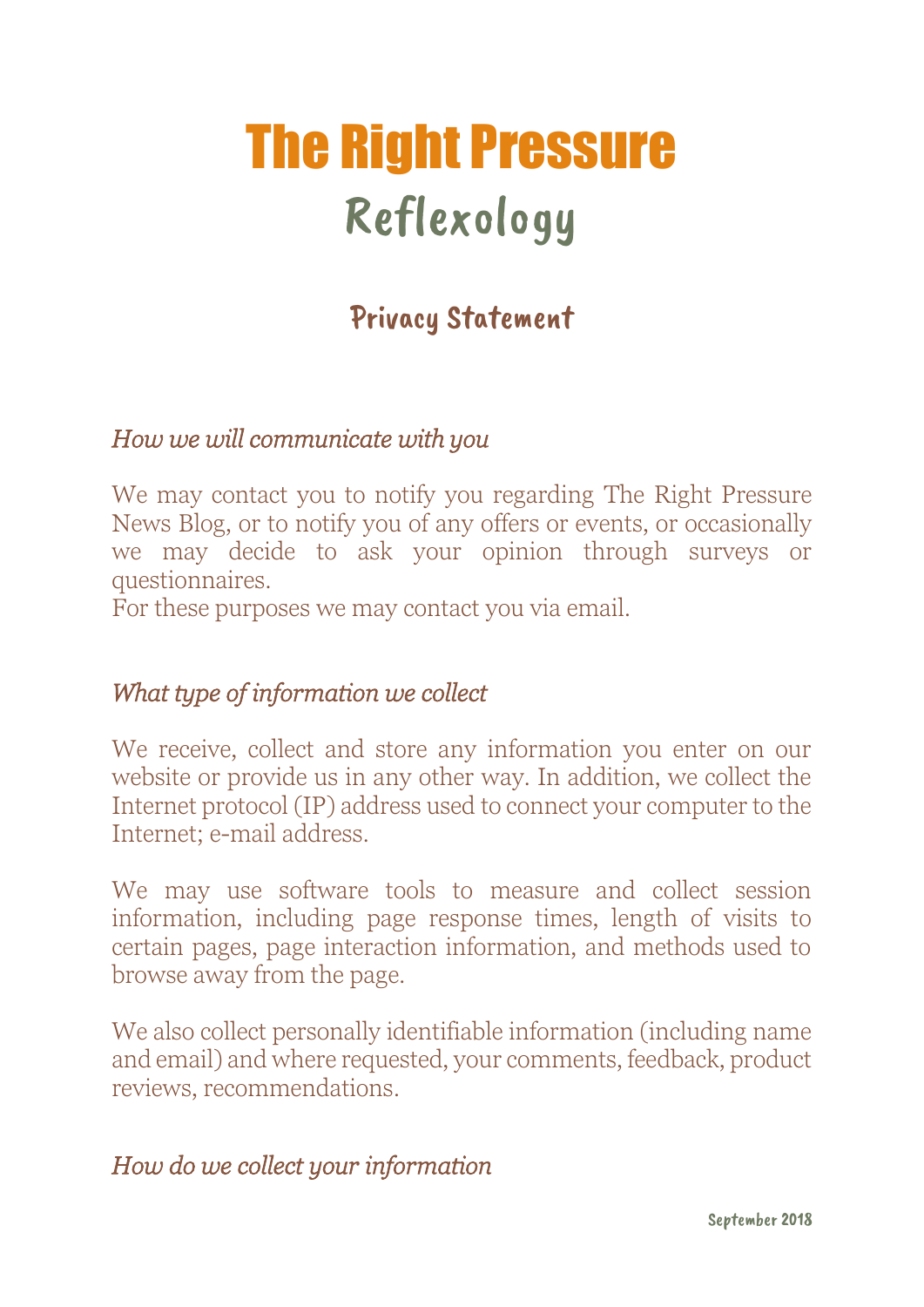# The Right Pressure
## Reflexology

### Privacy Statement

*How we will communicate with you*

We may contact you to notify you regarding The Right Pressure News Blog, or to notify you of any offers or events, or occasionally we may decide to ask your opinion through surveys or questionnaires.
For these purposes we may contact you via email.

*What type of information we collect*

We receive, collect and store any information you enter on our website or provide us in any other way. In addition, we collect the Internet protocol (IP) address used to connect your computer to the Internet; e-mail address.

We may use software tools to measure and collect session information, including page response times, length of visits to certain pages, page interaction information, and methods used to browse away from the page.

We also collect personally identifiable information (including name and email) and where requested, your comments, feedback, product reviews, recommendations.

*How do we collect your information*

September 2018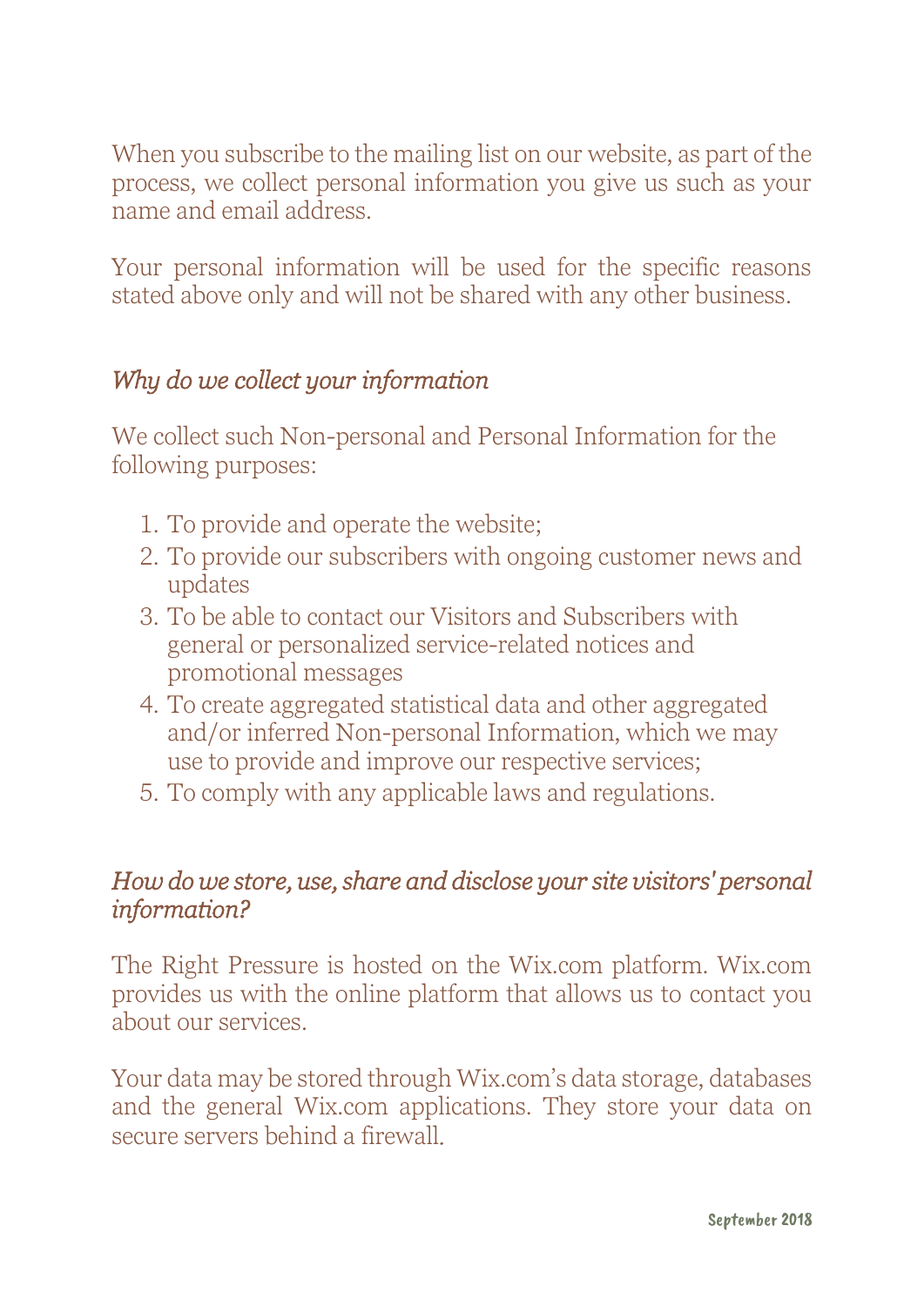When you subscribe to the mailing list on our website, as part of the process, we collect personal information you give us such as your name and email address.

Your personal information will be used for the specific reasons stated above only and will not be shared with any other business.

### *Why do we collect your information*

We collect such Non-personal and Personal Information for the following purposes:

1. To provide and operate the website;
2. To provide our subscribers with ongoing customer news and updates
3. To be able to contact our Visitors and Subscribers with general or personalized service-related notices and promotional messages
4. To create aggregated statistical data and other aggregated and/or inferred Non-personal Information, which we may use to provide and improve our respective services;
5. To comply with any applicable laws and regulations.

### *How do we store, use, share and disclose your site visitors' personal information?*

The Right Pressure is hosted on the Wix.com platform. Wix.com provides us with the online platform that allows us to contact you about our services.

Your data may be stored through Wix.com's data storage, databases and the general Wix.com applications. They store your data on secure servers behind a firewall.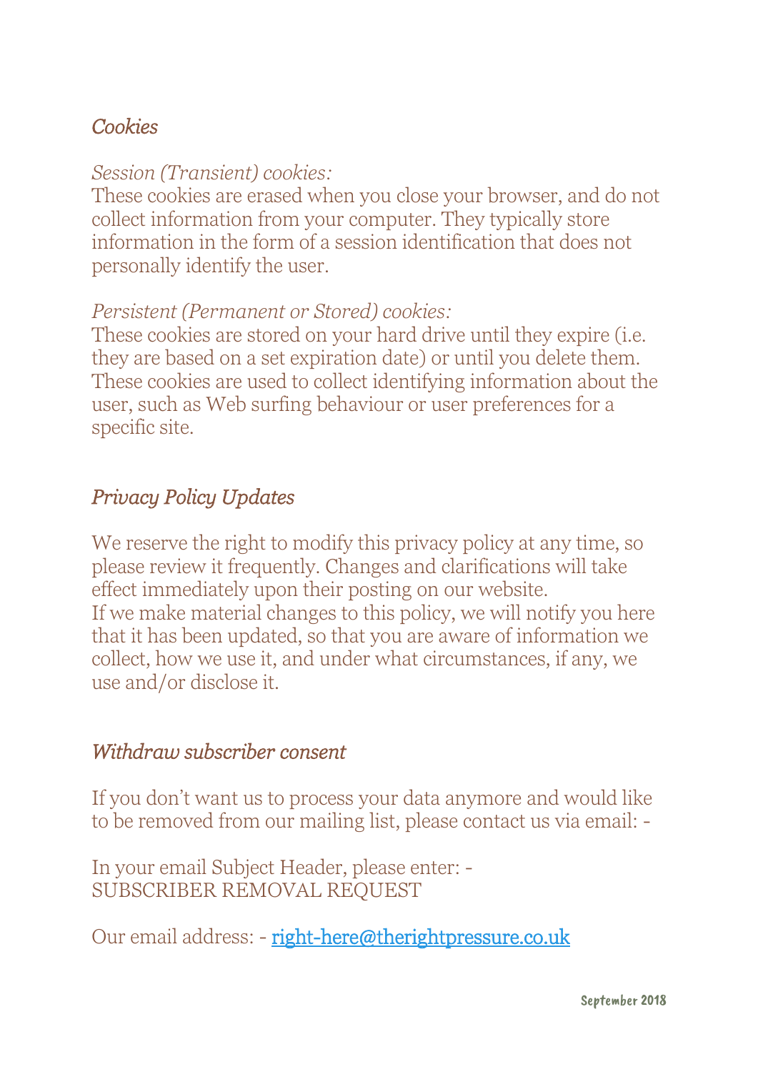## *Cookies*

*Session (Transient) cookies:*
These cookies are erased when you close your browser, and do not collect information from your computer. They typically store information in the form of a session identification that does not personally identify the user.

*Persistent (Permanent or Stored) cookies:*
These cookies are stored on your hard drive until they expire (i.e. they are based on a set expiration date) or until you delete them. These cookies are used to collect identifying information about the user, such as Web surfing behaviour or user preferences for a specific site.

## *Privacy Policy Updates*

We reserve the right to modify this privacy policy at any time, so please review it frequently. Changes and clarifications will take effect immediately upon their posting on our website.
If we make material changes to this policy, we will notify you here that it has been updated, so that you are aware of information we collect, how we use it, and under what circumstances, if any, we use and/or disclose it.

## *Withdraw subscriber consent*

If you don't want us to process your data anymore and would like to be removed from our mailing list, please contact us via email: -

In your email Subject Header, please enter: -
SUBSCRIBER REMOVAL REQUEST

Our email address: - [right-here@therightpressure.co.uk](mailto:right-here@therightpressure.co.uk)

September 2018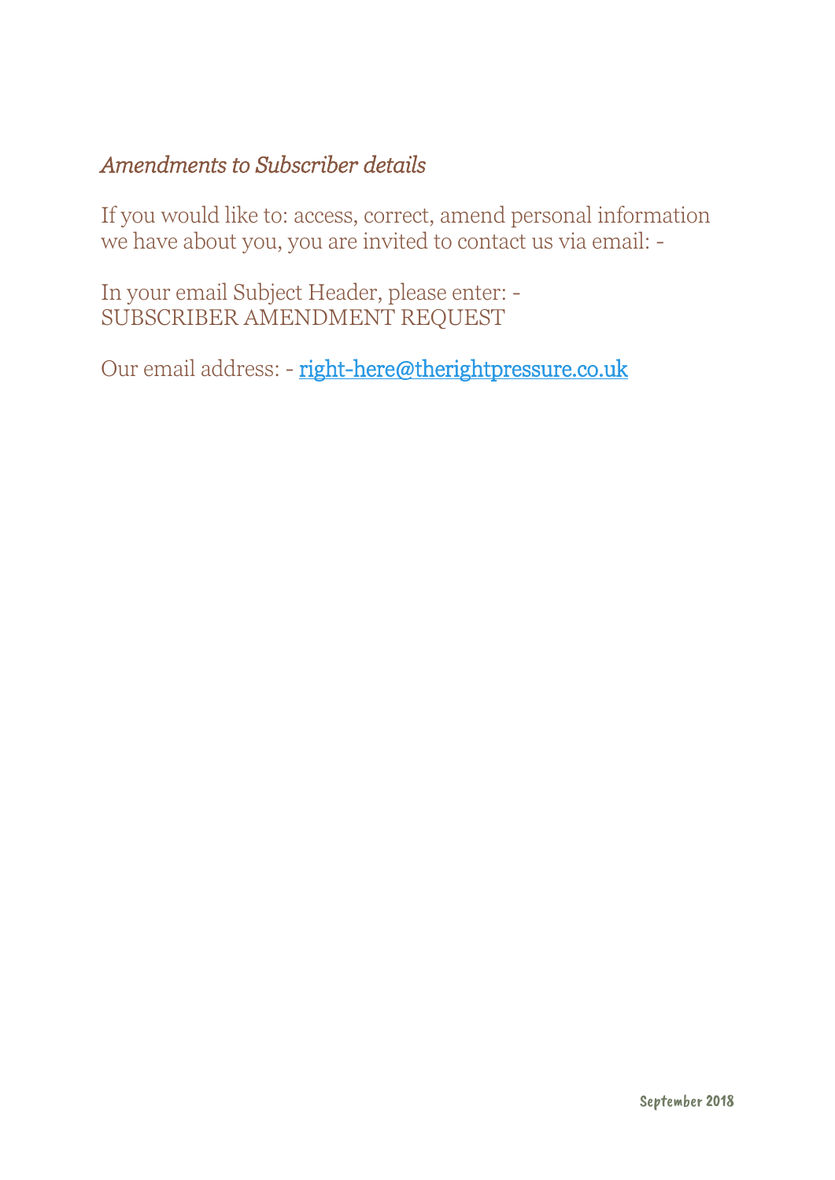*Amendments to Subscriber details*

If you would like to: access, correct, amend personal information we have about you, you are invited to contact us via email: -

In your email Subject Header, please enter: -
SUBSCRIBER AMENDMENT REQUEST

Our email address: - right-here@therightpressure.co.uk

September 2018